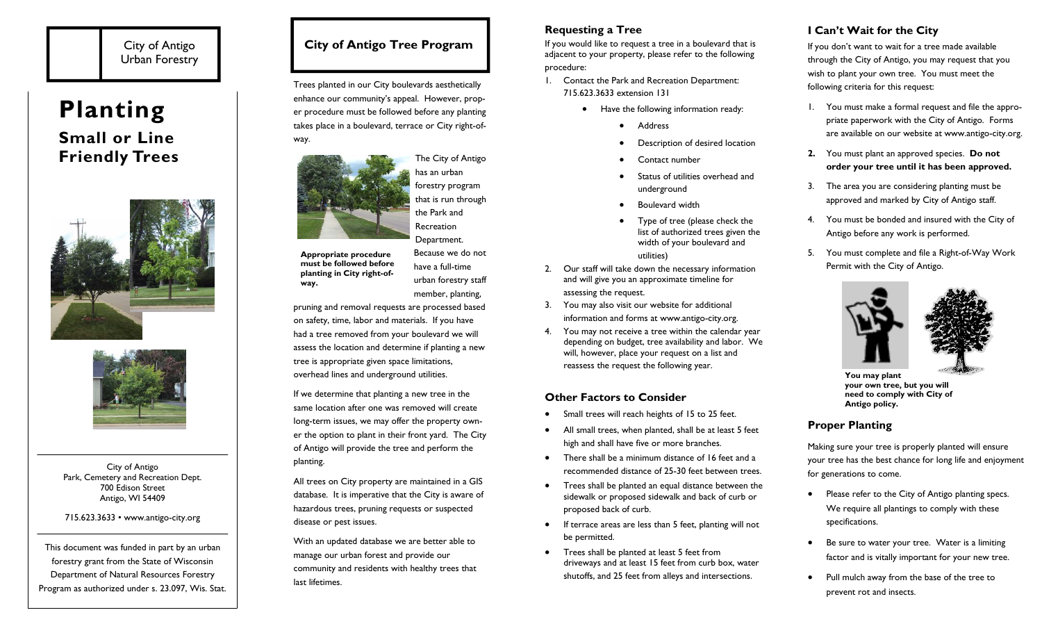City of Antigo
Urban Forestry

# Planting

## Small or Line Friendly Trees

City of Antigo
Park, Cemetery and Recreation Dept.
700 Edison Street
Antigo, WI 54409

715.623.3633 • www.antigo-city.org

This document was funded in part by an urban forestry grant from the State of Wisconsin Department of Natural Resources Forestry Program as authorized under s. 23.097, Wis. Stat.

## City of Antigo Tree Program

Trees planted in our City boulevards aesthetically enhance our community's appeal. However, proper procedure must be followed before any planting takes place in a boulevard, terrace or City right-of-way.

The City of Antigo has an urban forestry program that is run through the Park and Recreation Department. Because we do not have a full-time urban forestry staff member, planting, pruning and removal requests are processed based on safety, time, labor and materials. If you have had a tree removed from your boulevard we will assess the location and determine if planting a new tree is appropriate given space limitations, overhead lines and underground utilities.

**Appropriate procedure must be followed before planting in City right-of-way.**

If we determine that planting a new tree in the same location after one was removed will create long-term issues, we may offer the property owner the option to plant in their front yard. The City of Antigo will provide the tree and perform the planting.

All trees on City property are maintained in a GIS database. It is imperative that the City is aware of hazardous trees, pruning requests or suspected disease or pest issues.

With an updated database we are better able to manage our urban forest and provide our community and residents with healthy trees that last lifetimes.

### Requesting a Tree

If you would like to request a tree in a boulevard that is adjacent to your property, please refer to the following procedure:

1. Contact the Park and Recreation Department: 715.623.3633 extension 131
    - Have the following information ready:
        - Address
        - Description of desired location
        - Contact number
        - Status of utilities overhead and underground
        - Boulevard width
        - Type of tree (please check the list of authorized trees given the width of your boulevard and utilities)
2. Our staff will take down the necessary information and will give you an approximate timeline for assessing the request.
3. You may also visit our website for additional information and forms at www.antigo-city.org.
4. You may not receive a tree within the calendar year depending on budget, tree availability and labor. We will, however, place your request on a list and reassess the request the following year.

### Other Factors to Consider

- Small trees will reach heights of 15 to 25 feet.
- All small trees, when planted, shall be at least 5 feet high and shall have five or more branches.
- There shall be a minimum distance of 16 feet and a recommended distance of 25-30 feet between trees.
- Trees shall be planted an equal distance between the sidewalk or proposed sidewalk and back of curb or proposed back of curb.
- If terrace areas are less than 5 feet, planting will not be permitted.
- Trees shall be planted at least 5 feet from driveways and at least 15 feet from curb box, water shutoffs, and 25 feet from alleys and intersections.

### I Can't Wait for the City

If you don't want to wait for a tree made available through the City of Antigo, you may request that you wish to plant your own tree. You must meet the following criteria for this request:

1. You must make a formal request and file the appropriate paperwork with the City of Antigo. Forms are available on our website at www.antigo-city.org.
2. You must plant an approved species. **Do not order your tree until it has been approved.**
3. The area you are considering planting must be approved and marked by City of Antigo staff.
4. You must be bonded and insured with the City of Antigo before any work is performed.
5. You must complete and file a Right-of-Way Work Permit with the City of Antigo.

**You may plant your own tree, but you will need to comply with City of Antigo policy.**

### Proper Planting

Making sure your tree is properly planted will ensure your tree has the best chance for long life and enjoyment for generations to come.

- Please refer to the City of Antigo planting specs. We require all plantings to comply with these specifications.
- Be sure to water your tree. Water is a limiting factor and is vitally important for your new tree.
- Pull mulch away from the base of the tree to prevent rot and insects.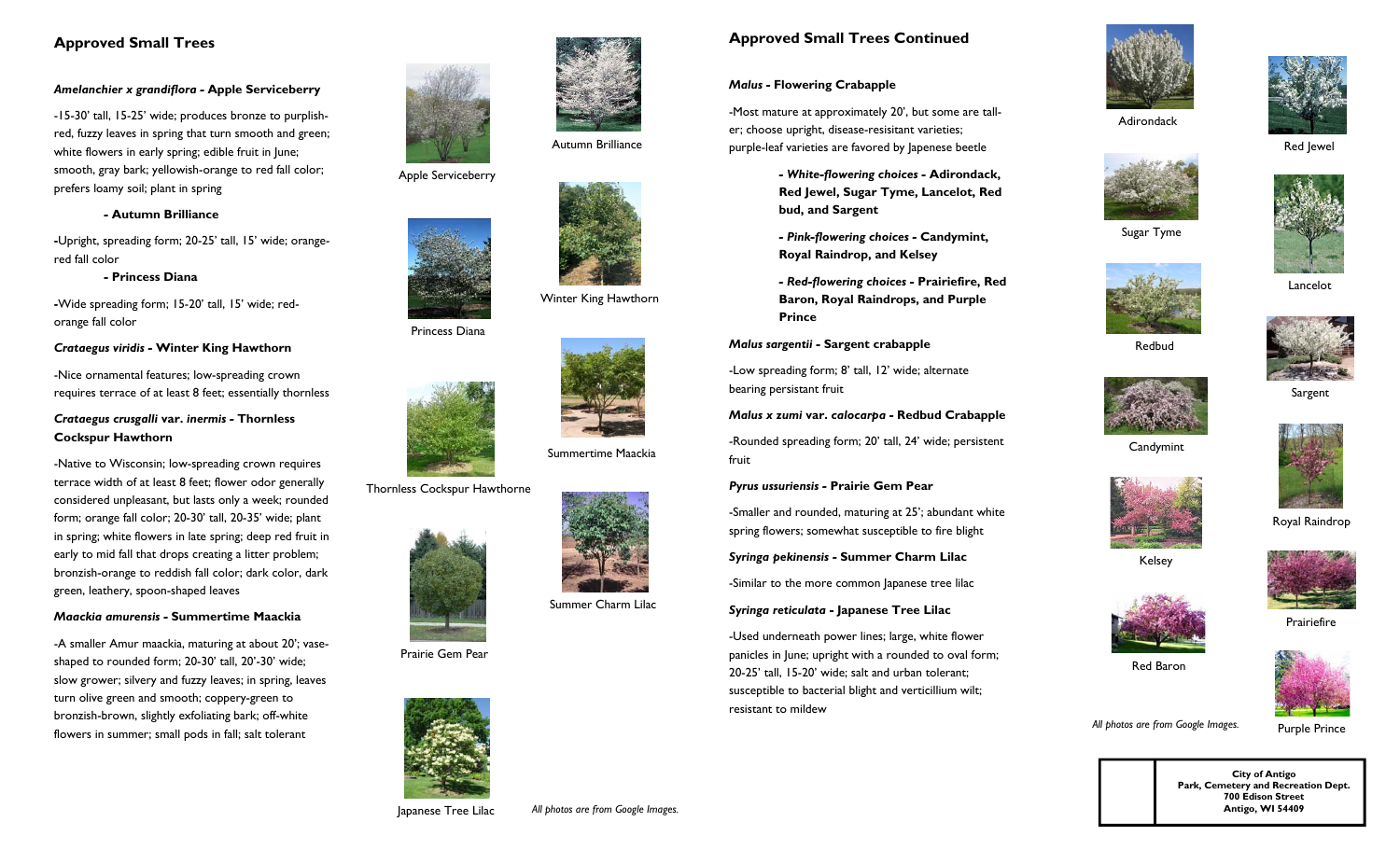## Approved Small Trees

### *Amelanchier x grandiflora* - Apple Serviceberry

-15-30' tall, 15-25' wide; produces bronze to purplish-red, fuzzy leaves in spring that turn smooth and green; white flowers in early spring; edible fruit in June; smooth, gray bark; yellowish-orange to red fall color; prefers loamy soil; plant in spring

**- Autumn Brilliance**

-Upright, spreading form; 20-25' tall, 15' wide; orange-red fall color

**- Princess Diana**

-Wide spreading form; 15-20' tall, 15' wide; red-orange fall color

### *Crataegus viridis* - Winter King Hawthorn

-Nice ornamental features; low-spreading crown requires terrace of at least 8 feet; essentially thornless

### *Crataegus crusgalli* var. *inermis* - Thornless Cockspur Hawthorn

-Native to Wisconsin; low-spreading crown requires terrace width of at least 8 feet; flower odor generally considered unpleasant, but lasts only a week; rounded form; orange fall color; 20-30' tall, 20-35' wide; plant in spring; white flowers in late spring; deep red fruit in early to mid fall that drops creating a litter problem; bronzish-orange to reddish fall color; dark color, dark green, leathery, spoon-shaped leaves

### *Maackia amurensis* - Summertime Maackia

-A smaller Amur maackia, maturing at about 20'; vase-shaped to rounded form; 20-30' tall, 20'-30' wide; slow grower; silvery and fuzzy leaves; in spring, leaves turn olive green and smooth; coppery-green to bronzish-brown, slightly exfoliating bark; off-white flowers in summer; small pods in fall; salt tolerant

Apple Serviceberry

Autumn Brilliance

Princess Diana

Winter King Hawthorn

Thornless Cockspur Hawthorne

Summertime Maackia

Prairie Gem Pear

Summer Charm Lilac

Japanese Tree Lilac

*All photos are from Google Images.*

## Approved Small Trees Continued

### *Malus* - Flowering Crabapple

-Most mature at approximately 20', but some are taller; choose upright, disease-resisitant varieties; purple-leaf varieties are favored by Japenese beetle

**- *White-flowering choices* - Adirondack, Red Jewel, Sugar Tyme, Lancelot, Red bud, and Sargent**

**- *Pink-flowering choices* - Candymint, Royal Raindrop, and Kelsey**

**- *Red-flowering choices* - Prairiefire, Red Baron, Royal Raindrops, and Purple Prince**

### *Malus sargentii* - Sargent crabapple

-Low spreading form; 8' tall, 12' wide; alternate bearing persistant fruit

### *Malus x zumi* var. *calocarpa* - Redbud Crabapple

-Rounded spreading form; 20' tall, 24' wide; persistent fruit

### *Pyrus ussuriensis* - Prairie Gem Pear

-Smaller and rounded, maturing at 25'; abundant white spring flowers; somewhat susceptible to fire blight

### *Syringa pekinensis* - Summer Charm Lilac

-Similar to the more common Japanese tree lilac

### *Syringa reticulata* - Japanese Tree Lilac

-Used underneath power lines; large, white flower panicles in June; upright with a rounded to oval form; 20-25' tall, 15-20' wide; salt and urban tolerant; susceptible to bacterial blight and verticillium wilt; resistant to mildew

Adirondack

Red Jewel

Sugar Tyme

Lancelot

Redbud

Sargent

Candymint

Royal Raindrop

Kelsey

Prairiefire

Red Baron

Purple Prince

*All photos are from Google Images.*

**City of Antigo**
**Park, Cemetery and Recreation Dept.**
**700 Edison Street**
**Antigo, WI 54409**